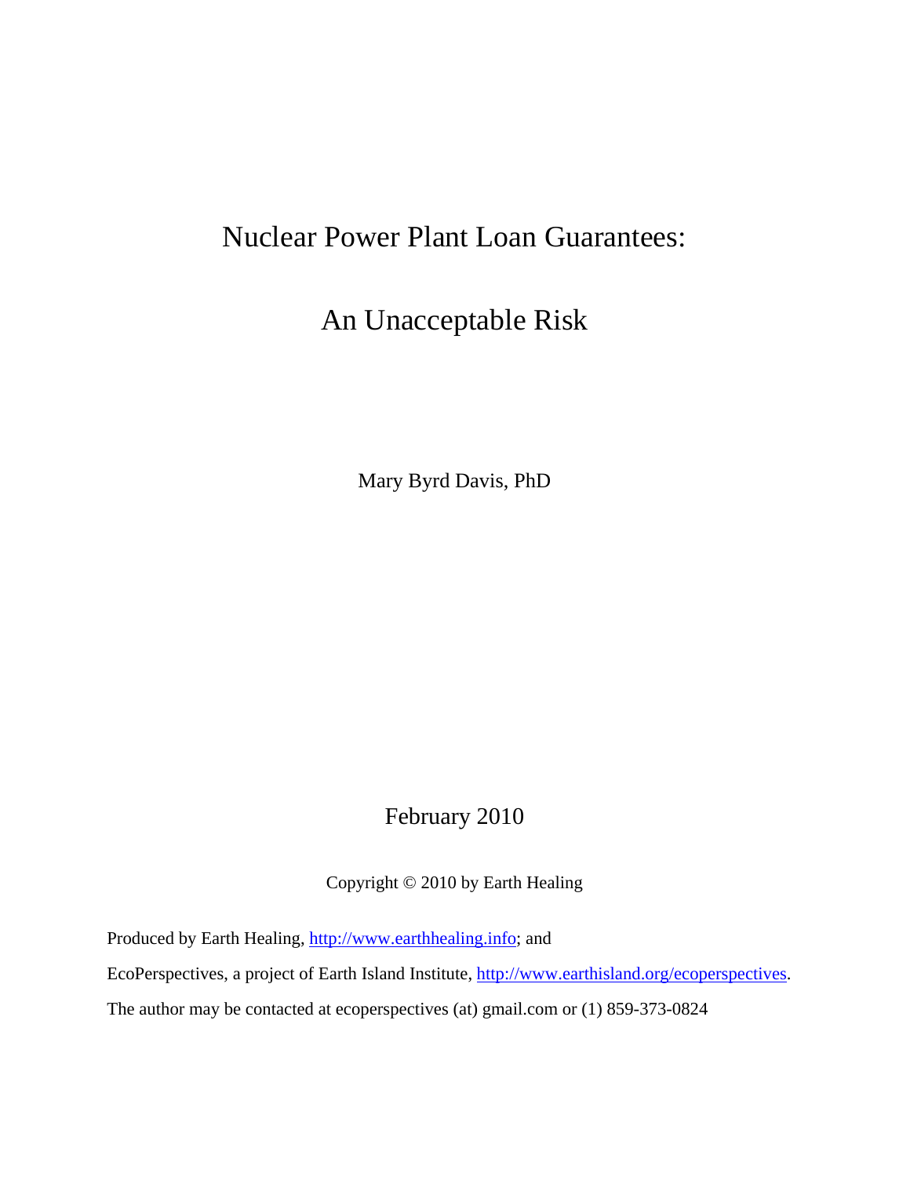# Nuclear Power Plant Loan Guarantees:

# An Unacceptable Risk

Mary Byrd Davis, PhD

February 2010

Copyright © 2010 by Earth Healing

Produced by Earth Healing, http://www.earthhealing.info; and

EcoPerspectives, a project of Earth Island Institute, http://www.earthisland.org/ecoperspectives.

The author may be contacted at ecoperspectives (at) gmail.com or (1) 859-373-0824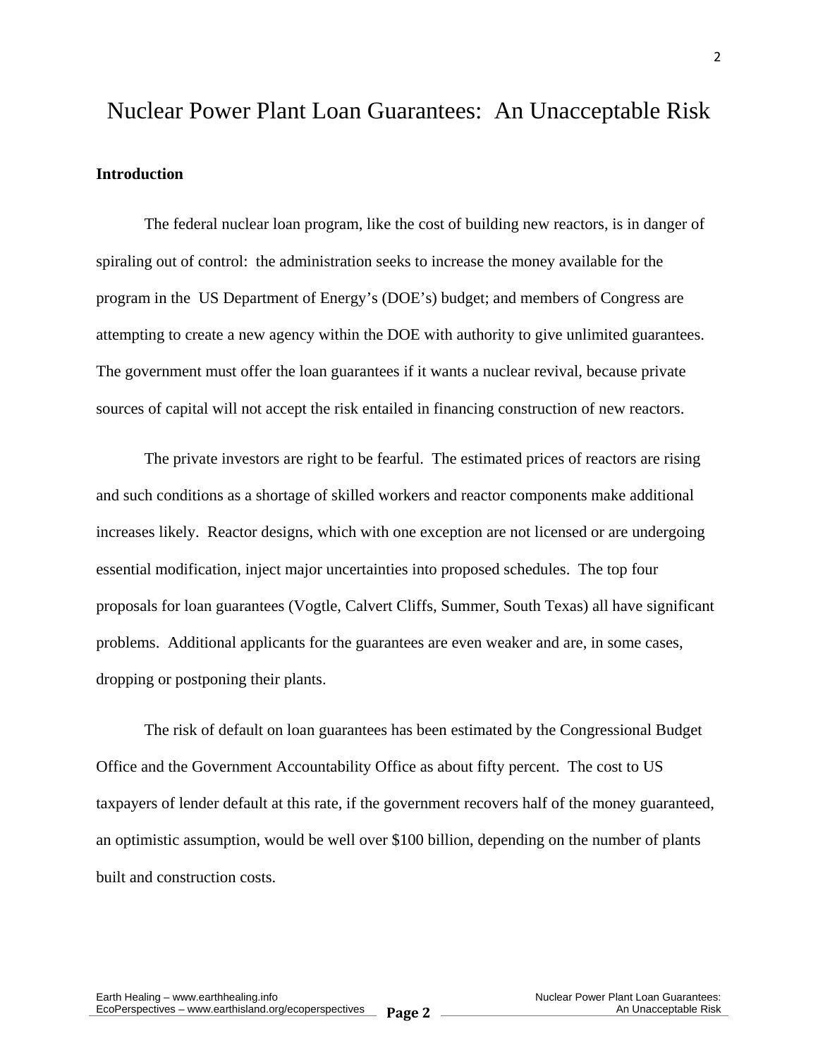# Nuclear Power Plant Loan Guarantees: An Unacceptable Risk

**Introduction**

The federal nuclear loan program, like the cost of building new reactors, is in danger of spiraling out of control: the administration seeks to increase the money available for the program in the US Department of Energy's (DOE's) budget; and members of Congress are attempting to create a new agency within the DOE with authority to give unlimited guarantees. The government must offer the loan guarantees if it wants a nuclear revival, because private sources of capital will not accept the risk entailed in financing construction of new reactors.

The private investors are right to be fearful. The estimated prices of reactors are rising and such conditions as a shortage of skilled workers and reactor components make additional increases likely. Reactor designs, which with one exception are not licensed or are undergoing essential modification, inject major uncertainties into proposed schedules. The top four proposals for loan guarantees (Vogtle, Calvert Cliffs, Summer, South Texas) all have significant problems. Additional applicants for the guarantees are even weaker and are, in some cases, dropping or postponing their plants.

The risk of default on loan guarantees has been estimated by the Congressional Budget Office and the Government Accountability Office as about fifty percent. The cost to US taxpayers of lender default at this rate, if the government recovers half of the money guaranteed, an optimistic assumption, would be well over $100 billion, depending on the number of plants built and construction costs.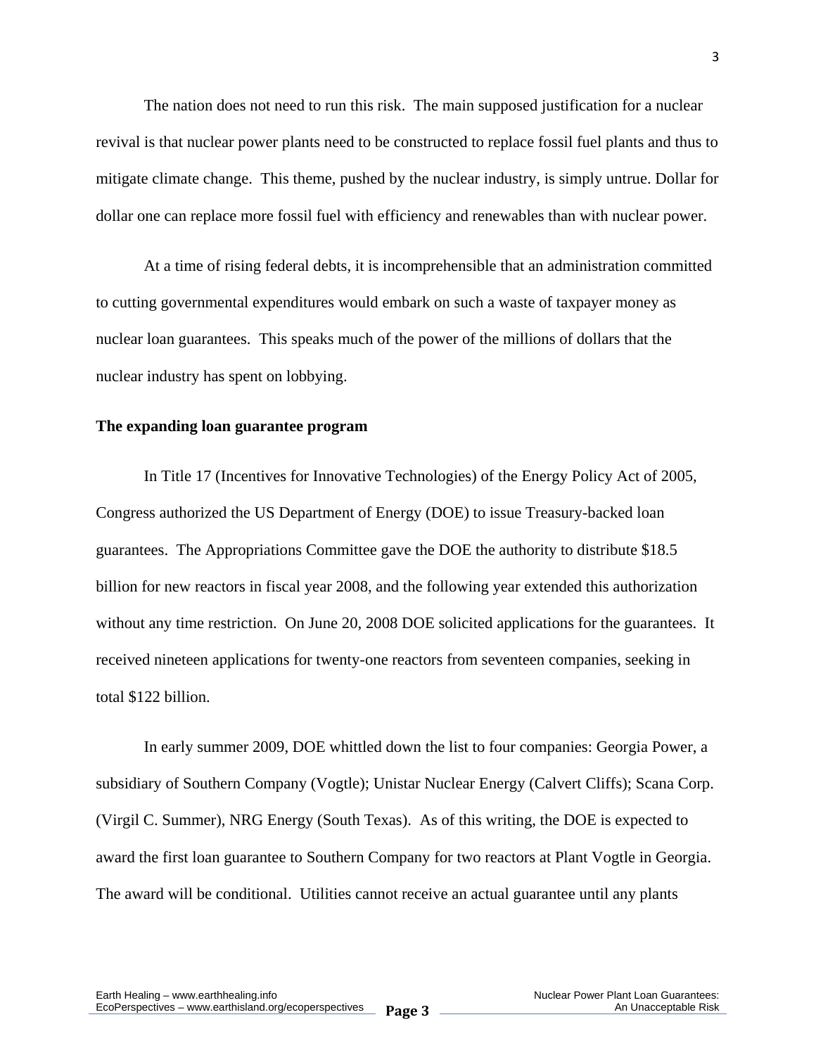The nation does not need to run this risk. The main supposed justification for a nuclear revival is that nuclear power plants need to be constructed to replace fossil fuel plants and thus to mitigate climate change. This theme, pushed by the nuclear industry, is simply untrue. Dollar for dollar one can replace more fossil fuel with efficiency and renewables than with nuclear power.

At a time of rising federal debts, it is incomprehensible that an administration committed to cutting governmental expenditures would embark on such a waste of taxpayer money as nuclear loan guarantees. This speaks much of the power of the millions of dollars that the nuclear industry has spent on lobbying.

**The expanding loan guarantee program**

In Title 17 (Incentives for Innovative Technologies) of the Energy Policy Act of 2005, Congress authorized the US Department of Energy (DOE) to issue Treasury-backed loan guarantees. The Appropriations Committee gave the DOE the authority to distribute $18.5 billion for new reactors in fiscal year 2008, and the following year extended this authorization without any time restriction. On June 20, 2008 DOE solicited applications for the guarantees. It received nineteen applications for twenty-one reactors from seventeen companies, seeking in total $122 billion.

In early summer 2009, DOE whittled down the list to four companies: Georgia Power, a subsidiary of Southern Company (Vogtle); Unistar Nuclear Energy (Calvert Cliffs); Scana Corp. (Virgil C. Summer), NRG Energy (South Texas). As of this writing, the DOE is expected to award the first loan guarantee to Southern Company for two reactors at Plant Vogtle in Georgia. The award will be conditional. Utilities cannot receive an actual guarantee until any plants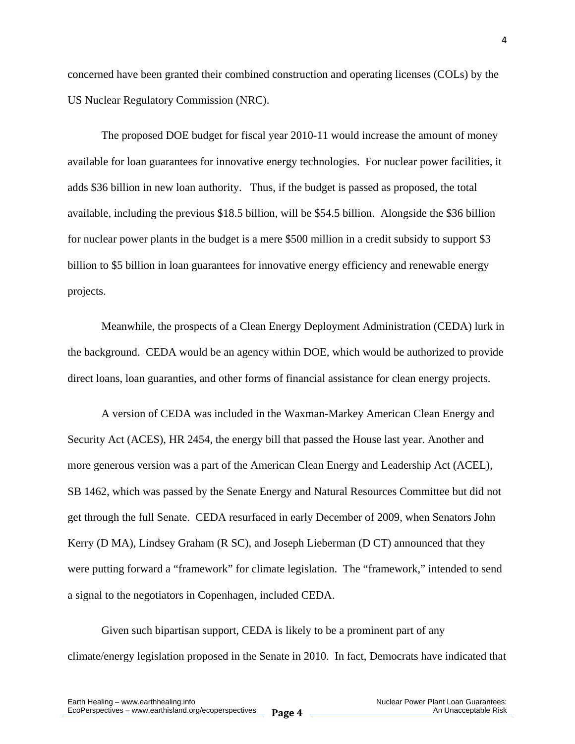concerned have been granted their combined construction and operating licenses (COLs) by the US Nuclear Regulatory Commission (NRC).

The proposed DOE budget for fiscal year 2010-11 would increase the amount of money available for loan guarantees for innovative energy technologies. For nuclear power facilities, it adds $36 billion in new loan authority. Thus, if the budget is passed as proposed, the total available, including the previous $18.5 billion, will be $54.5 billion. Alongside the $36 billion for nuclear power plants in the budget is a mere $500 million in a credit subsidy to support $3 billion to $5 billion in loan guarantees for innovative energy efficiency and renewable energy projects.

Meanwhile, the prospects of a Clean Energy Deployment Administration (CEDA) lurk in the background. CEDA would be an agency within DOE, which would be authorized to provide direct loans, loan guaranties, and other forms of financial assistance for clean energy projects.

A version of CEDA was included in the Waxman-Markey American Clean Energy and Security Act (ACES), HR 2454, the energy bill that passed the House last year. Another and more generous version was a part of the American Clean Energy and Leadership Act (ACEL), SB 1462, which was passed by the Senate Energy and Natural Resources Committee but did not get through the full Senate. CEDA resurfaced in early December of 2009, when Senators John Kerry (D MA), Lindsey Graham (R SC), and Joseph Lieberman (D CT) announced that they were putting forward a "framework" for climate legislation. The "framework," intended to send a signal to the negotiators in Copenhagen, included CEDA.

Given such bipartisan support, CEDA is likely to be a prominent part of any climate/energy legislation proposed in the Senate in 2010. In fact, Democrats have indicated that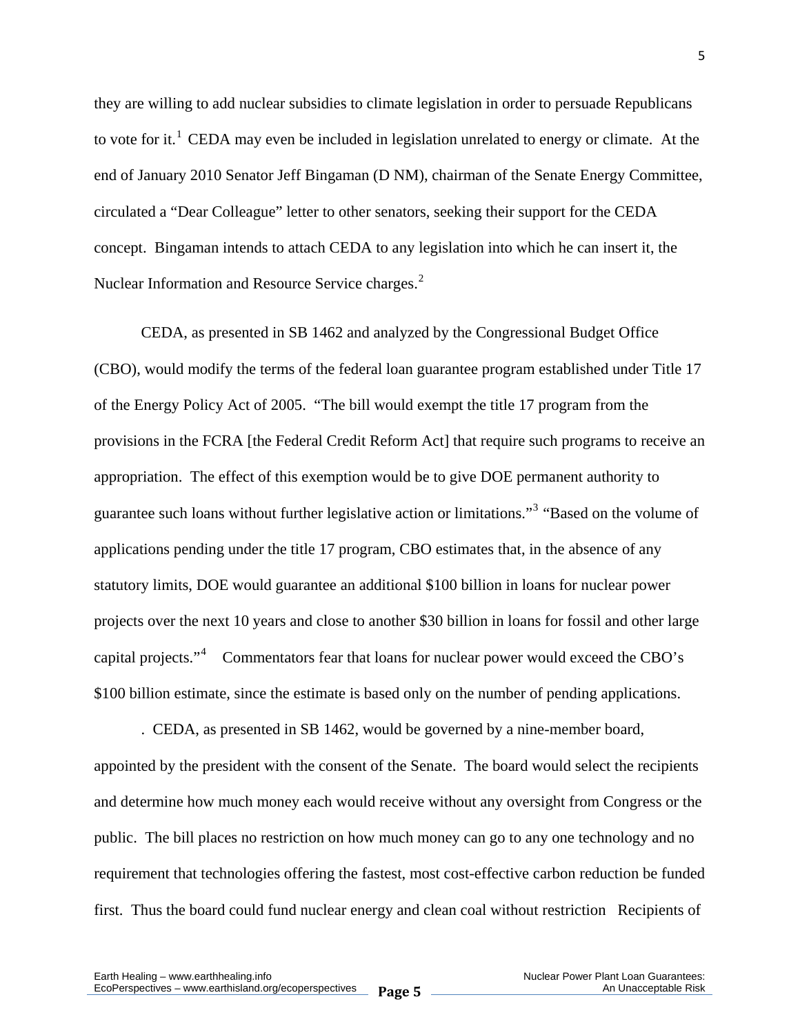they are willing to add nuclear subsidies to climate legislation in order to persuade Republicans to vote for it.[1] CEDA may even be included in legislation unrelated to energy or climate. At the end of January 2010 Senator Jeff Bingaman (D NM), chairman of the Senate Energy Committee, circulated a "Dear Colleague" letter to other senators, seeking their support for the CEDA concept. Bingaman intends to attach CEDA to any legislation into which he can insert it, the Nuclear Information and Resource Service charges.[2]

CEDA, as presented in SB 1462 and analyzed by the Congressional Budget Office (CBO), would modify the terms of the federal loan guarantee program established under Title 17 of the Energy Policy Act of 2005. "The bill would exempt the title 17 program from the provisions in the FCRA [the Federal Credit Reform Act] that require such programs to receive an appropriation. The effect of this exemption would be to give DOE permanent authority to guarantee such loans without further legislative action or limitations."[3] "Based on the volume of applications pending under the title 17 program, CBO estimates that, in the absence of any statutory limits, DOE would guarantee an additional $100 billion in loans for nuclear power projects over the next 10 years and close to another $30 billion in loans for fossil and other large capital projects."[4] Commentators fear that loans for nuclear power would exceed the CBO's $100 billion estimate, since the estimate is based only on the number of pending applications.

. CEDA, as presented in SB 1462, would be governed by a nine-member board, appointed by the president with the consent of the Senate. The board would select the recipients and determine how much money each would receive without any oversight from Congress or the public. The bill places no restriction on how much money can go to any one technology and no requirement that technologies offering the fastest, most cost-effective carbon reduction be funded first. Thus the board could fund nuclear energy and clean coal without restriction Recipients of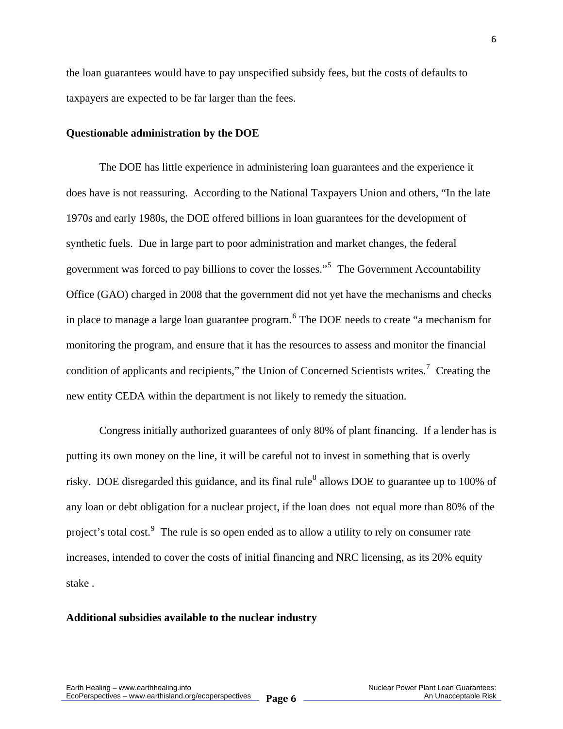the loan guarantees would have to pay unspecified subsidy fees, but the costs of defaults to taxpayers are expected to be far larger than the fees.

**Questionable administration by the DOE**

The DOE has little experience in administering loan guarantees and the experience it does have is not reassuring. According to the National Taxpayers Union and others, "In the late 1970s and early 1980s, the DOE offered billions in loan guarantees for the development of synthetic fuels. Due in large part to poor administration and market changes, the federal government was forced to pay billions to cover the losses."[5] The Government Accountability Office (GAO) charged in 2008 that the government did not yet have the mechanisms and checks in place to manage a large loan guarantee program.[6] The DOE needs to create "a mechanism for monitoring the program, and ensure that it has the resources to assess and monitor the financial condition of applicants and recipients," the Union of Concerned Scientists writes.[7] Creating the new entity CEDA within the department is not likely to remedy the situation.

Congress initially authorized guarantees of only 80% of plant financing. If a lender has is putting its own money on the line, it will be careful not to invest in something that is overly risky. DOE disregarded this guidance, and its final rule[8] allows DOE to guarantee up to 100% of any loan or debt obligation for a nuclear project, if the loan does not equal more than 80% of the project's total cost.[9] The rule is so open ended as to allow a utility to rely on consumer rate increases, intended to cover the costs of initial financing and NRC licensing, as its 20% equity stake .

**Additional subsidies available to the nuclear industry**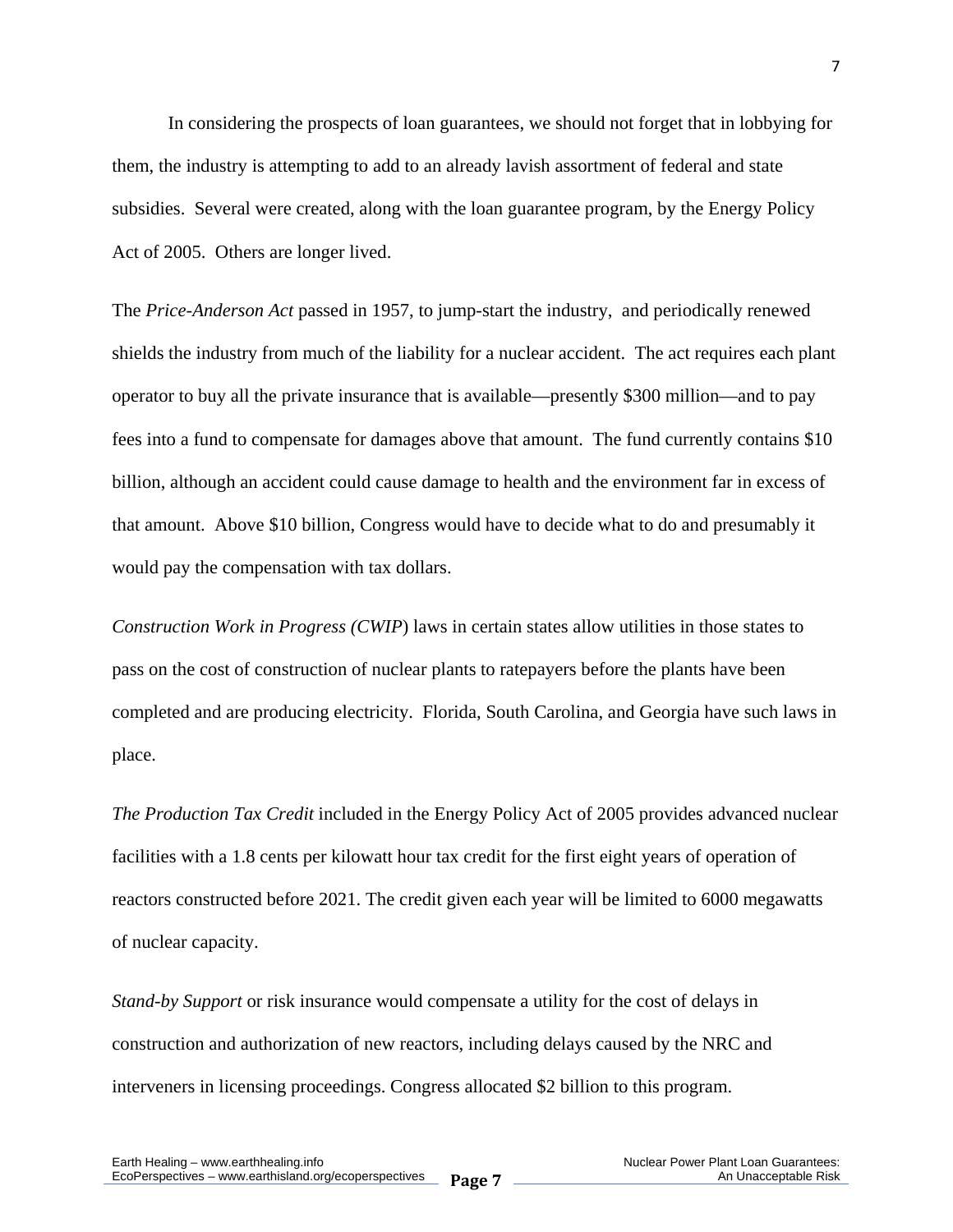In considering the prospects of loan guarantees, we should not forget that in lobbying for them, the industry is attempting to add to an already lavish assortment of federal and state subsidies. Several were created, along with the loan guarantee program, by the Energy Policy Act of 2005. Others are longer lived.

The *Price-Anderson Act* passed in 1957, to jump-start the industry, and periodically renewed shields the industry from much of the liability for a nuclear accident. The act requires each plant operator to buy all the private insurance that is available—presently $300 million—and to pay fees into a fund to compensate for damages above that amount. The fund currently contains $10 billion, although an accident could cause damage to health and the environment far in excess of that amount. Above $10 billion, Congress would have to decide what to do and presumably it would pay the compensation with tax dollars.

*Construction Work in Progress (CWIP*) laws in certain states allow utilities in those states to pass on the cost of construction of nuclear plants to ratepayers before the plants have been completed and are producing electricity. Florida, South Carolina, and Georgia have such laws in place.

*The Production Tax Credit* included in the Energy Policy Act of 2005 provides advanced nuclear facilities with a 1.8 cents per kilowatt hour tax credit for the first eight years of operation of reactors constructed before 2021. The credit given each year will be limited to 6000 megawatts of nuclear capacity.

*Stand-by Support* or risk insurance would compensate a utility for the cost of delays in construction and authorization of new reactors, including delays caused by the NRC and interveners in licensing proceedings. Congress allocated $2 billion to this program.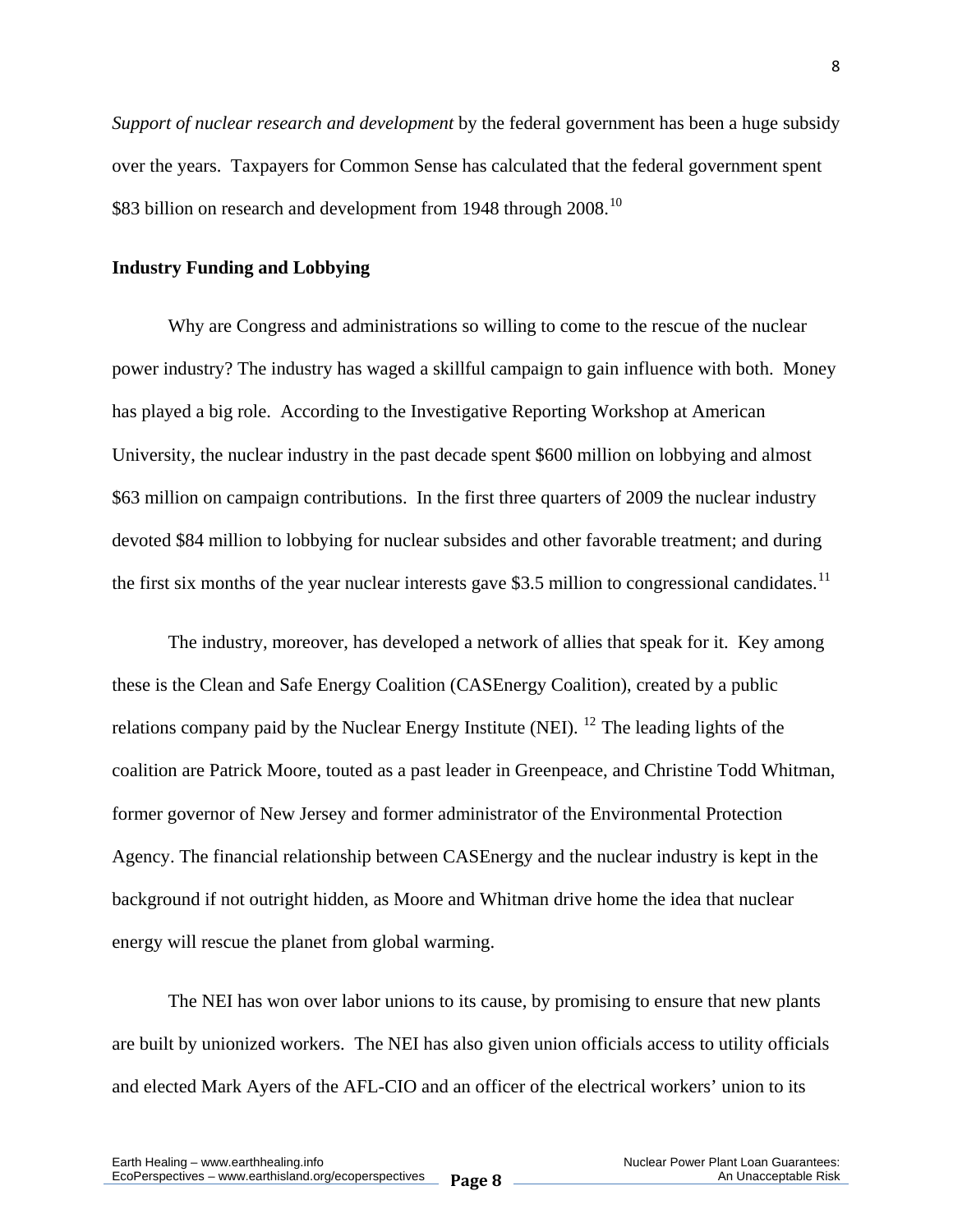*Support of nuclear research and development* by the federal government has been a huge subsidy over the years. Taxpayers for Common Sense has calculated that the federal government spent \$83 billion on research and development from 1948 through 2008.[10]

**Industry Funding and Lobbying**

Why are Congress and administrations so willing to come to the rescue of the nuclear power industry? The industry has waged a skillful campaign to gain influence with both. Money has played a big role. According to the Investigative Reporting Workshop at American University, the nuclear industry in the past decade spent \$600 million on lobbying and almost \$63 million on campaign contributions. In the first three quarters of 2009 the nuclear industry devoted \$84 million to lobbying for nuclear subsides and other favorable treatment; and during the first six months of the year nuclear interests gave \$3.5 million to congressional candidates.[11]

The industry, moreover, has developed a network of allies that speak for it. Key among these is the Clean and Safe Energy Coalition (CASEnergy Coalition), created by a public relations company paid by the Nuclear Energy Institute (NEI). [12] The leading lights of the coalition are Patrick Moore, touted as a past leader in Greenpeace, and Christine Todd Whitman, former governor of New Jersey and former administrator of the Environmental Protection Agency. The financial relationship between CASEnergy and the nuclear industry is kept in the background if not outright hidden, as Moore and Whitman drive home the idea that nuclear energy will rescue the planet from global warming.

The NEI has won over labor unions to its cause, by promising to ensure that new plants are built by unionized workers. The NEI has also given union officials access to utility officials and elected Mark Ayers of the AFL-CIO and an officer of the electrical workers' union to its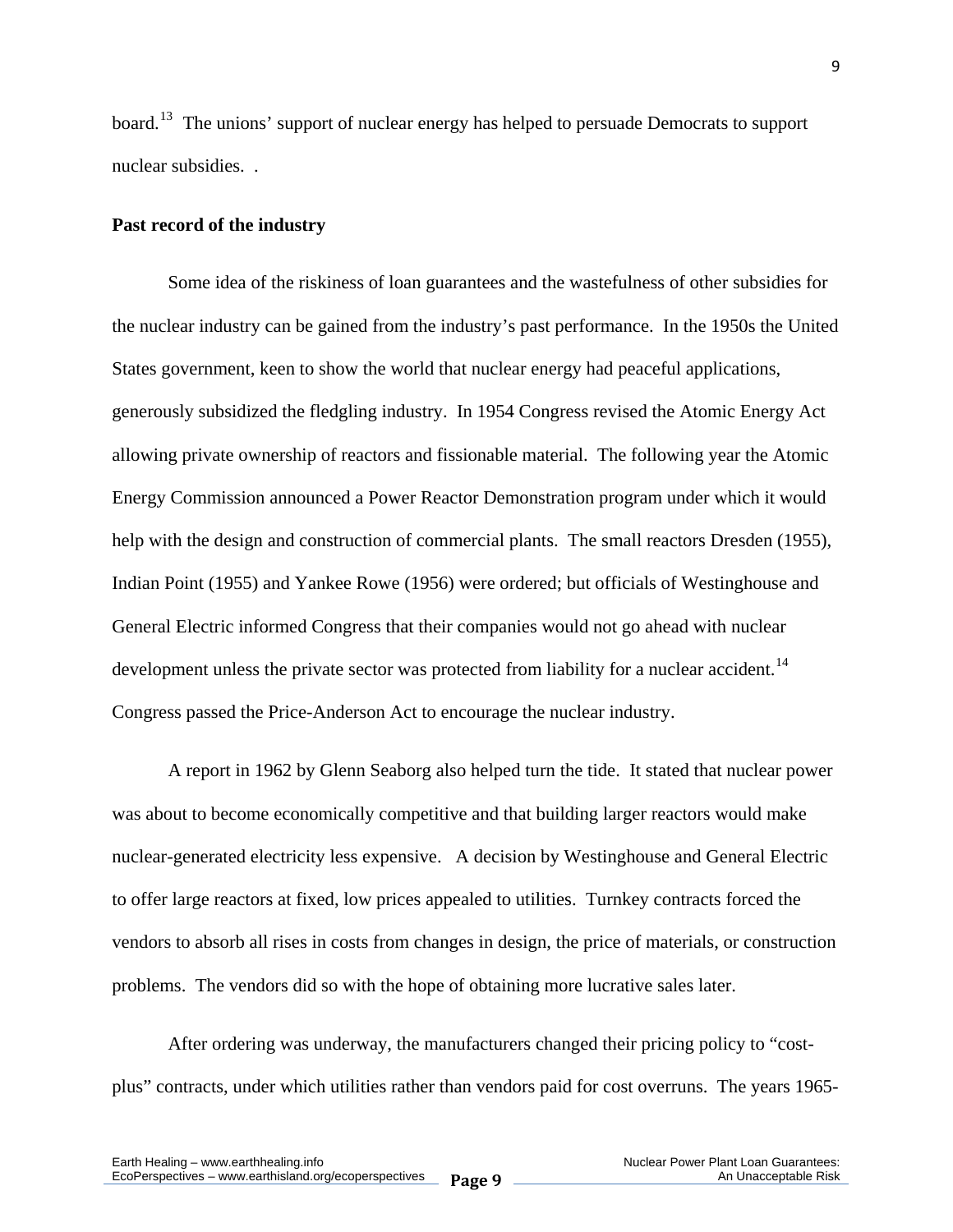board.[13] The unions' support of nuclear energy has helped to persuade Democrats to support nuclear subsidies. .

**Past record of the industry**

Some idea of the riskiness of loan guarantees and the wastefulness of other subsidies for the nuclear industry can be gained from the industry's past performance. In the 1950s the United States government, keen to show the world that nuclear energy had peaceful applications, generously subsidized the fledgling industry. In 1954 Congress revised the Atomic Energy Act allowing private ownership of reactors and fissionable material. The following year the Atomic Energy Commission announced a Power Reactor Demonstration program under which it would help with the design and construction of commercial plants. The small reactors Dresden (1955), Indian Point (1955) and Yankee Rowe (1956) were ordered; but officials of Westinghouse and General Electric informed Congress that their companies would not go ahead with nuclear development unless the private sector was protected from liability for a nuclear accident.[14] Congress passed the Price-Anderson Act to encourage the nuclear industry.

A report in 1962 by Glenn Seaborg also helped turn the tide. It stated that nuclear power was about to become economically competitive and that building larger reactors would make nuclear-generated electricity less expensive. A decision by Westinghouse and General Electric to offer large reactors at fixed, low prices appealed to utilities. Turnkey contracts forced the vendors to absorb all rises in costs from changes in design, the price of materials, or construction problems. The vendors did so with the hope of obtaining more lucrative sales later.

After ordering was underway, the manufacturers changed their pricing policy to "cost-plus" contracts, under which utilities rather than vendors paid for cost overruns. The years 1965-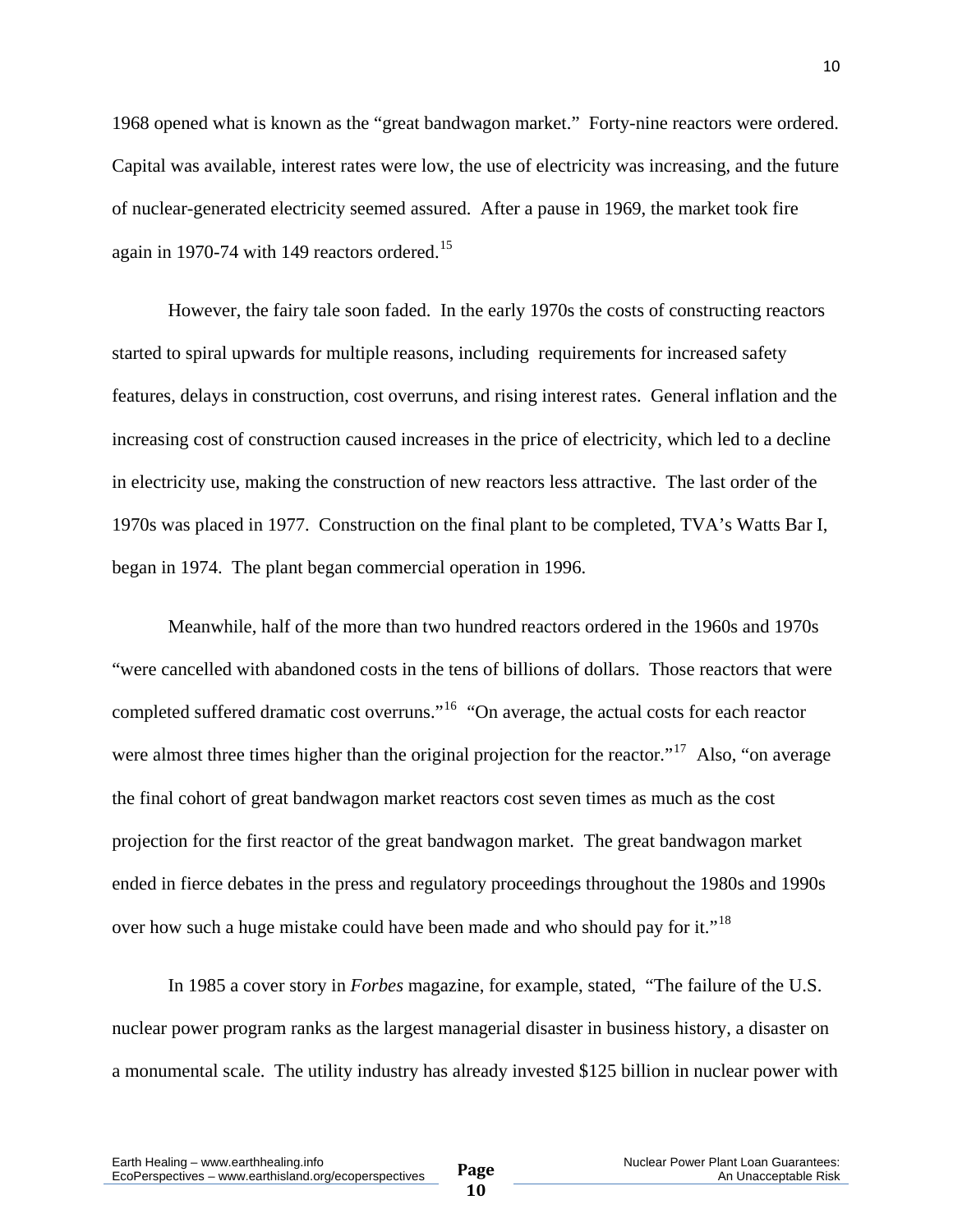1968 opened what is known as the “great bandwagon market.” Forty-nine reactors were ordered. Capital was available, interest rates were low, the use of electricity was increasing, and the future of nuclear-generated electricity seemed assured. After a pause in 1969, the market took fire again in 1970-74 with 149 reactors ordered.[15]

However, the fairy tale soon faded. In the early 1970s the costs of constructing reactors started to spiral upwards for multiple reasons, including requirements for increased safety features, delays in construction, cost overruns, and rising interest rates. General inflation and the increasing cost of construction caused increases in the price of electricity, which led to a decline in electricity use, making the construction of new reactors less attractive. The last order of the 1970s was placed in 1977. Construction on the final plant to be completed, TVA’s Watts Bar I, began in 1974. The plant began commercial operation in 1996.

Meanwhile, half of the more than two hundred reactors ordered in the 1960s and 1970s “were cancelled with abandoned costs in the tens of billions of dollars. Those reactors that were completed suffered dramatic cost overruns.”[16] “On average, the actual costs for each reactor were almost three times higher than the original projection for the reactor.”[17] Also, “on average the final cohort of great bandwagon market reactors cost seven times as much as the cost projection for the first reactor of the great bandwagon market. The great bandwagon market ended in fierce debates in the press and regulatory proceedings throughout the 1980s and 1990s over how such a huge mistake could have been made and who should pay for it.”[18]

In 1985 a cover story in *Forbes* magazine, for example, stated, “The failure of the U.S. nuclear power program ranks as the largest managerial disaster in business history, a disaster on a monumental scale. The utility industry has already invested $125 billion in nuclear power with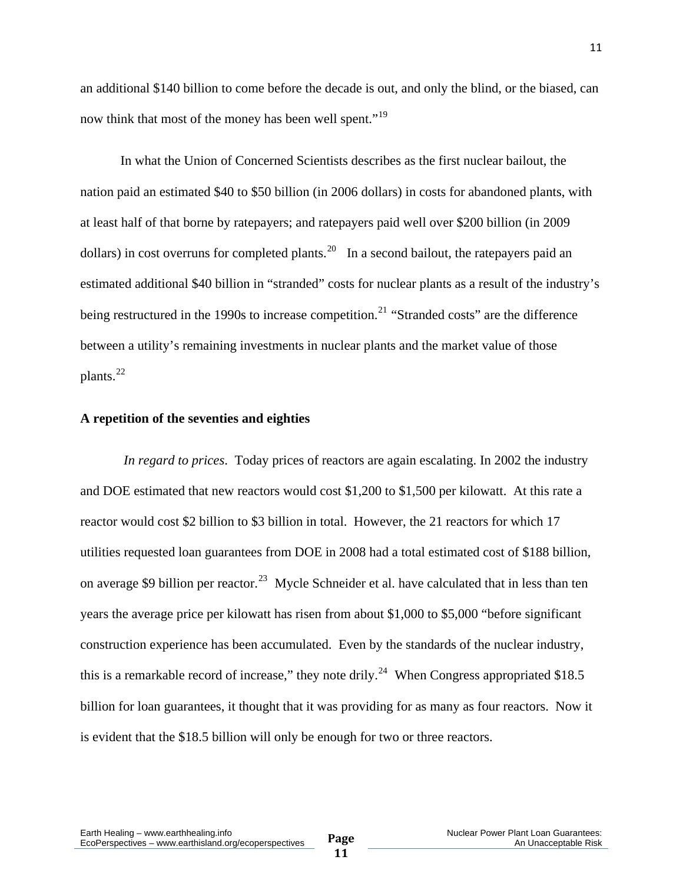an additional $140 billion to come before the decade is out, and only the blind, or the biased, can now think that most of the money has been well spent."[19]

In what the Union of Concerned Scientists describes as the first nuclear bailout, the nation paid an estimated $40 to $50 billion (in 2006 dollars) in costs for abandoned plants, with at least half of that borne by ratepayers; and ratepayers paid well over $200 billion (in 2009 dollars) in cost overruns for completed plants.[20] In a second bailout, the ratepayers paid an estimated additional $40 billion in "stranded" costs for nuclear plants as a result of the industry's being restructured in the 1990s to increase competition.[21] "Stranded costs" are the difference between a utility's remaining investments in nuclear plants and the market value of those plants.[22]

**A repetition of the seventies and eighties**

*In regard to prices*. Today prices of reactors are again escalating. In 2002 the industry and DOE estimated that new reactors would cost $1,200 to $1,500 per kilowatt. At this rate a reactor would cost $2 billion to $3 billion in total. However, the 21 reactors for which 17 utilities requested loan guarantees from DOE in 2008 had a total estimated cost of $188 billion, on average $9 billion per reactor.[23] Mycle Schneider et al. have calculated that in less than ten years the average price per kilowatt has risen from about $1,000 to $5,000 "before significant construction experience has been accumulated. Even by the standards of the nuclear industry, this is a remarkable record of increase," they note drily.[24] When Congress appropriated $18.5 billion for loan guarantees, it thought that it was providing for as many as four reactors. Now it is evident that the $18.5 billion will only be enough for two or three reactors.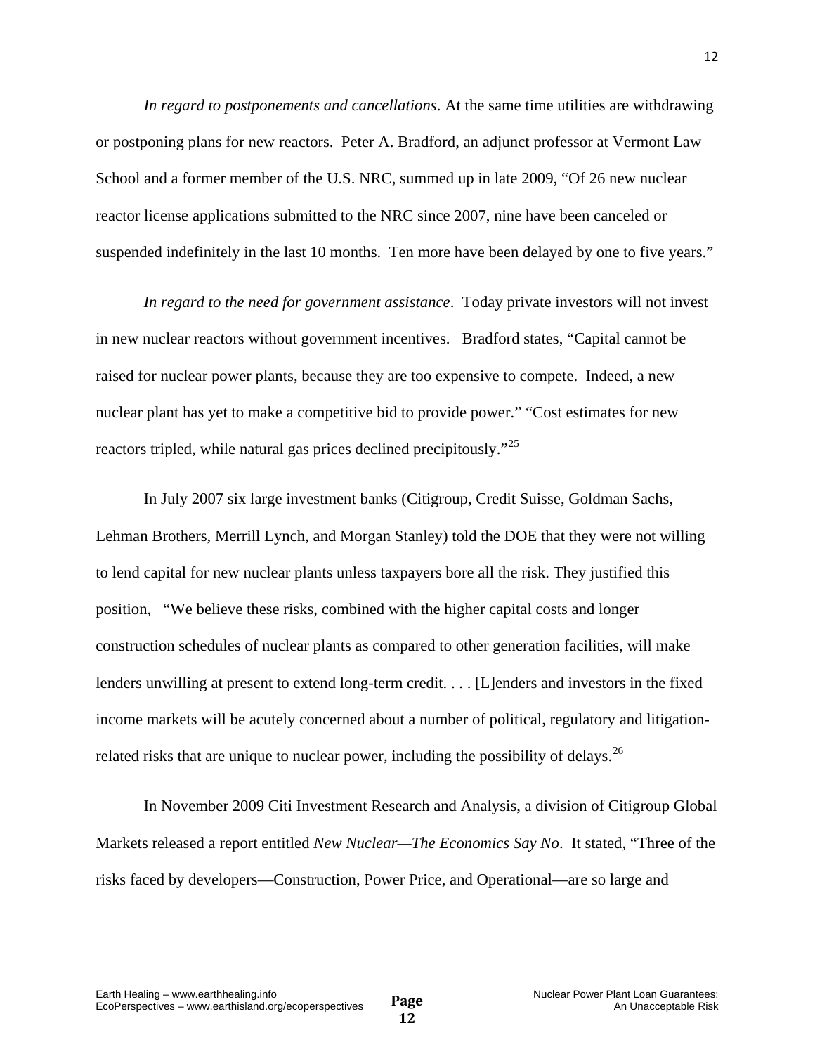*In regard to postponements and cancellations*. At the same time utilities are withdrawing or postponing plans for new reactors. Peter A. Bradford, an adjunct professor at Vermont Law School and a former member of the U.S. NRC, summed up in late 2009, "Of 26 new nuclear reactor license applications submitted to the NRC since 2007, nine have been canceled or suspended indefinitely in the last 10 months. Ten more have been delayed by one to five years."

*In regard to the need for government assistance*. Today private investors will not invest in new nuclear reactors without government incentives. Bradford states, "Capital cannot be raised for nuclear power plants, because they are too expensive to compete. Indeed, a new nuclear plant has yet to make a competitive bid to provide power." "Cost estimates for new reactors tripled, while natural gas prices declined precipitously."[25]

In July 2007 six large investment banks (Citigroup, Credit Suisse, Goldman Sachs, Lehman Brothers, Merrill Lynch, and Morgan Stanley) told the DOE that they were not willing to lend capital for new nuclear plants unless taxpayers bore all the risk. They justified this position, "We believe these risks, combined with the higher capital costs and longer construction schedules of nuclear plants as compared to other generation facilities, will make lenders unwilling at present to extend long-term credit. . . . [L]enders and investors in the fixed income markets will be acutely concerned about a number of political, regulatory and litigation-related risks that are unique to nuclear power, including the possibility of delays.[26]

In November 2009 Citi Investment Research and Analysis, a division of Citigroup Global Markets released a report entitled *New Nuclear—The Economics Say No*. It stated, "Three of the risks faced by developers—Construction, Power Price, and Operational—are so large and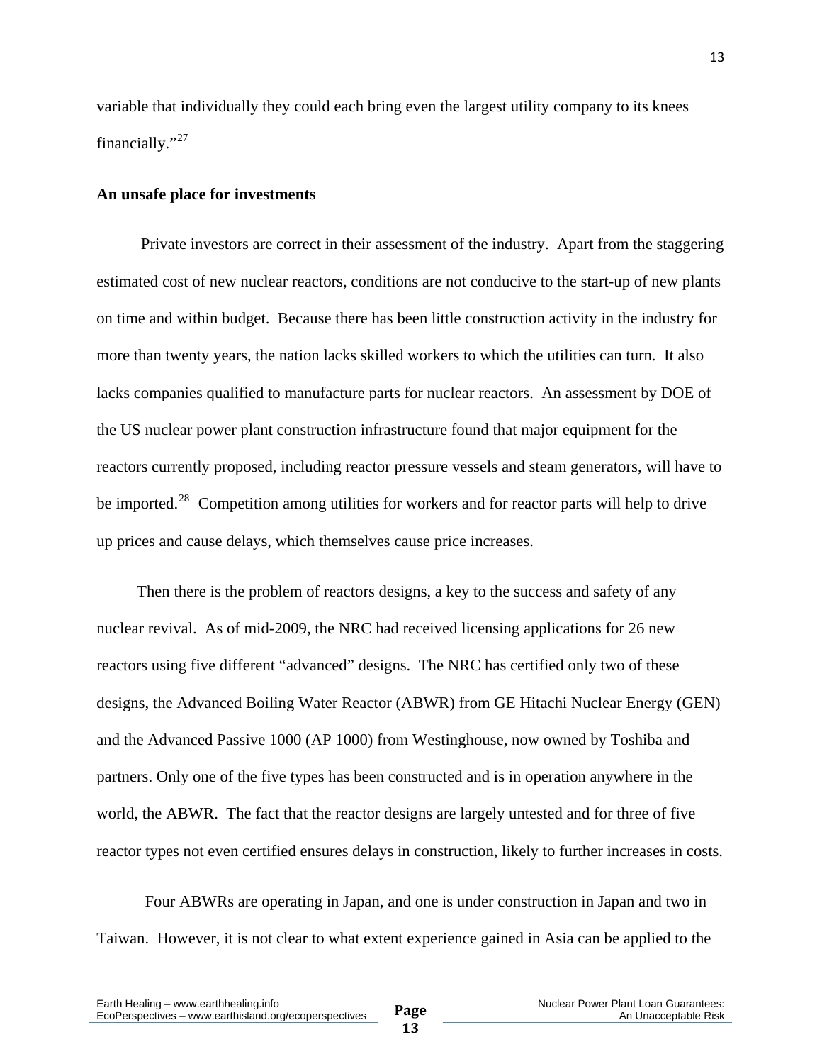variable that individually they could each bring even the largest utility company to its knees financially."[27]

**An unsafe place for investments**

Private investors are correct in their assessment of the industry. Apart from the staggering estimated cost of new nuclear reactors, conditions are not conducive to the start-up of new plants on time and within budget. Because there has been little construction activity in the industry for more than twenty years, the nation lacks skilled workers to which the utilities can turn. It also lacks companies qualified to manufacture parts for nuclear reactors. An assessment by DOE of the US nuclear power plant construction infrastructure found that major equipment for the reactors currently proposed, including reactor pressure vessels and steam generators, will have to be imported.[28] Competition among utilities for workers and for reactor parts will help to drive up prices and cause delays, which themselves cause price increases.

Then there is the problem of reactors designs, a key to the success and safety of any nuclear revival. As of mid-2009, the NRC had received licensing applications for 26 new reactors using five different "advanced" designs. The NRC has certified only two of these designs, the Advanced Boiling Water Reactor (ABWR) from GE Hitachi Nuclear Energy (GEN) and the Advanced Passive 1000 (AP 1000) from Westinghouse, now owned by Toshiba and partners. Only one of the five types has been constructed and is in operation anywhere in the world, the ABWR. The fact that the reactor designs are largely untested and for three of five reactor types not even certified ensures delays in construction, likely to further increases in costs.

Four ABWRs are operating in Japan, and one is under construction in Japan and two in Taiwan. However, it is not clear to what extent experience gained in Asia can be applied to the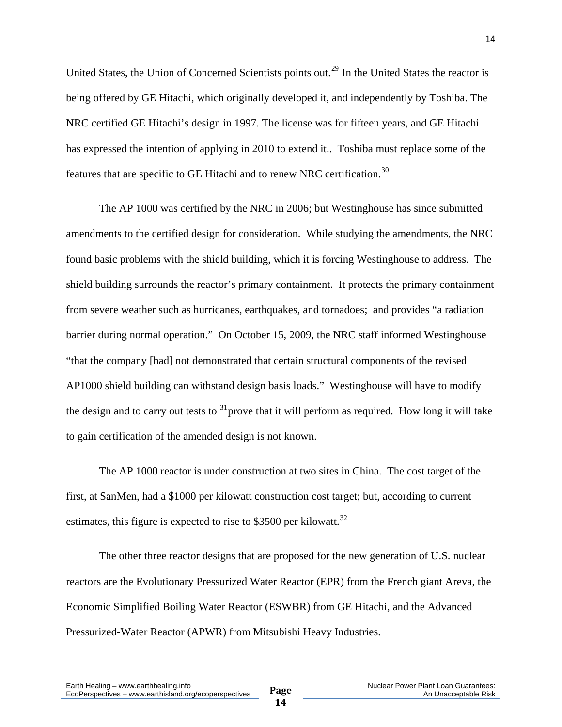United States, the Union of Concerned Scientists points out.[29] In the United States the reactor is being offered by GE Hitachi, which originally developed it, and independently by Toshiba. The NRC certified GE Hitachi's design in 1997. The license was for fifteen years, and GE Hitachi has expressed the intention of applying in 2010 to extend it.. Toshiba must replace some of the features that are specific to GE Hitachi and to renew NRC certification.[30]

The AP 1000 was certified by the NRC in 2006; but Westinghouse has since submitted amendments to the certified design for consideration. While studying the amendments, the NRC found basic problems with the shield building, which it is forcing Westinghouse to address. The shield building surrounds the reactor's primary containment. It protects the primary containment from severe weather such as hurricanes, earthquakes, and tornadoes; and provides "a radiation barrier during normal operation." On October 15, 2009, the NRC staff informed Westinghouse "that the company [had] not demonstrated that certain structural components of the revised AP1000 shield building can withstand design basis loads." Westinghouse will have to modify the design and to carry out tests to [31]prove that it will perform as required. How long it will take to gain certification of the amended design is not known.

The AP 1000 reactor is under construction at two sites in China. The cost target of the first, at SanMen, had a $1000 per kilowatt construction cost target; but, according to current estimates, this figure is expected to rise to $3500 per kilowatt.[32]

The other three reactor designs that are proposed for the new generation of U.S. nuclear reactors are the Evolutionary Pressurized Water Reactor (EPR) from the French giant Areva, the Economic Simplified Boiling Water Reactor (ESWBR) from GE Hitachi, and the Advanced Pressurized-Water Reactor (APWR) from Mitsubishi Heavy Industries.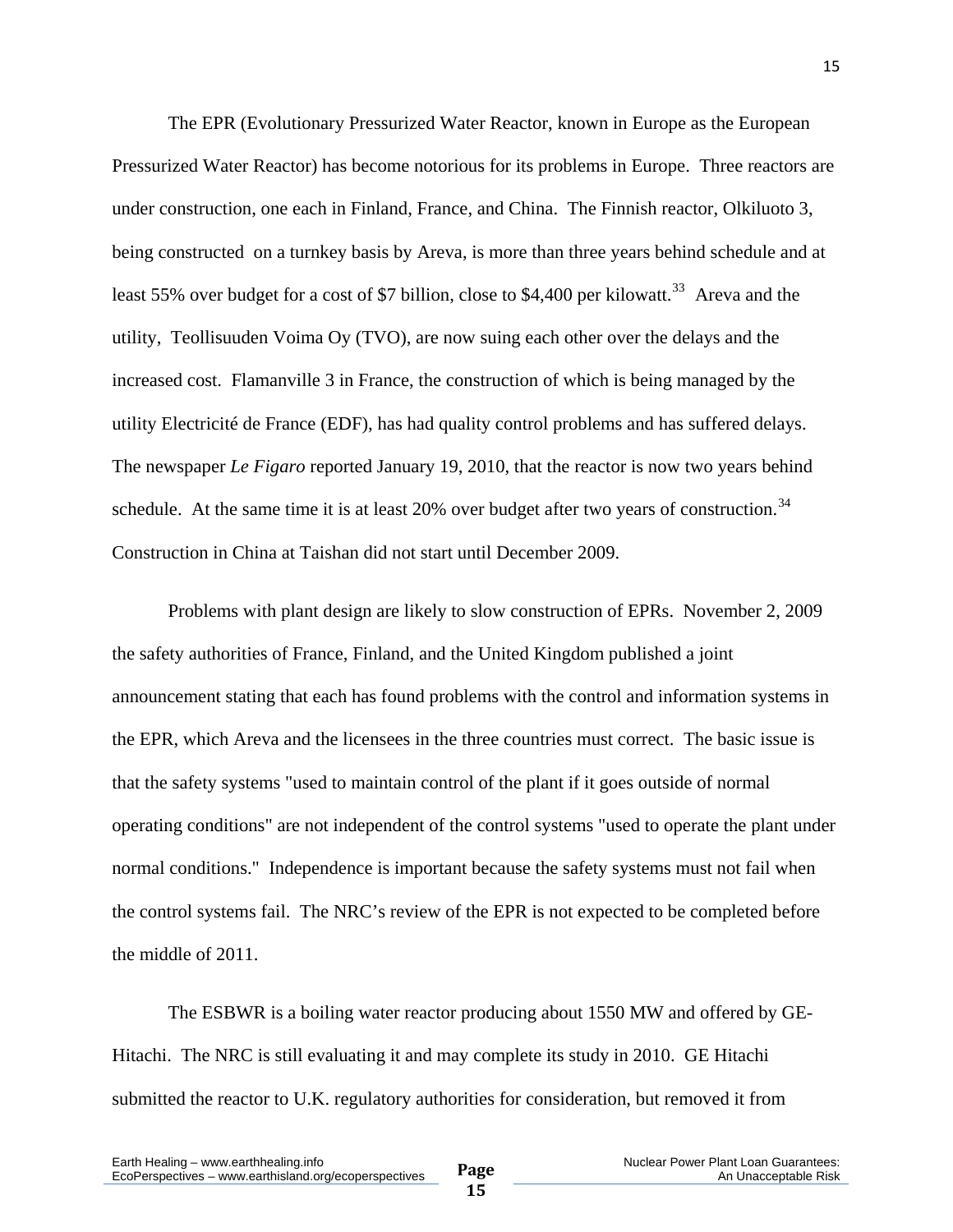The EPR (Evolutionary Pressurized Water Reactor, known in Europe as the European Pressurized Water Reactor) has become notorious for its problems in Europe. Three reactors are under construction, one each in Finland, France, and China. The Finnish reactor, Olkiluoto 3, being constructed on a turnkey basis by Areva, is more than three years behind schedule and at least 55% over budget for a cost of $7 billion, close to $4,400 per kilowatt.[33] Areva and the utility, Teollisuuden Voima Oy (TVO), are now suing each other over the delays and the increased cost. Flamanville 3 in France, the construction of which is being managed by the utility Electricité de France (EDF), has had quality control problems and has suffered delays. The newspaper *Le Figaro* reported January 19, 2010, that the reactor is now two years behind schedule. At the same time it is at least 20% over budget after two years of construction.[34] Construction in China at Taishan did not start until December 2009.

Problems with plant design are likely to slow construction of EPRs. November 2, 2009 the safety authorities of France, Finland, and the United Kingdom published a joint announcement stating that each has found problems with the control and information systems in the EPR, which Areva and the licensees in the three countries must correct. The basic issue is that the safety systems "used to maintain control of the plant if it goes outside of normal operating conditions" are not independent of the control systems "used to operate the plant under normal conditions." Independence is important because the safety systems must not fail when the control systems fail. The NRC's review of the EPR is not expected to be completed before the middle of 2011.

The ESBWR is a boiling water reactor producing about 1550 MW and offered by GE-Hitachi. The NRC is still evaluating it and may complete its study in 2010. GE Hitachi submitted the reactor to U.K. regulatory authorities for consideration, but removed it from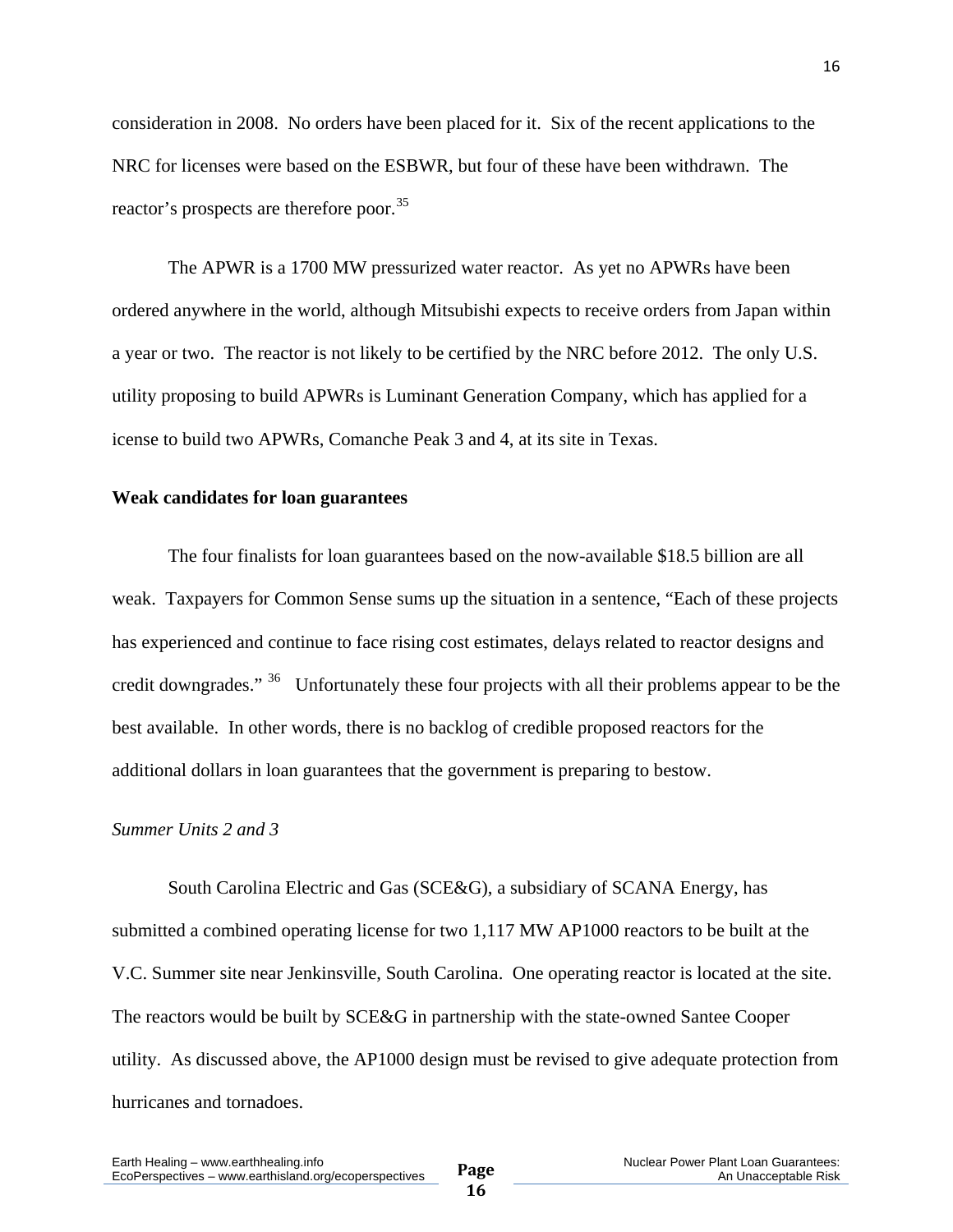consideration in 2008. No orders have been placed for it. Six of the recent applications to the NRC for licenses were based on the ESBWR, but four of these have been withdrawn. The reactor's prospects are therefore poor.[35]

The APWR is a 1700 MW pressurized water reactor. As yet no APWRs have been ordered anywhere in the world, although Mitsubishi expects to receive orders from Japan within a year or two. The reactor is not likely to be certified by the NRC before 2012. The only U.S. utility proposing to build APWRs is Luminant Generation Company, which has applied for a icense to build two APWRs, Comanche Peak 3 and 4, at its site in Texas.

**Weak candidates for loan guarantees**

The four finalists for loan guarantees based on the now-available $18.5 billion are all weak. Taxpayers for Common Sense sums up the situation in a sentence, "Each of these projects has experienced and continue to face rising cost estimates, delays related to reactor designs and credit downgrades."[36] Unfortunately these four projects with all their problems appear to be the best available. In other words, there is no backlog of credible proposed reactors for the additional dollars in loan guarantees that the government is preparing to bestow.

*Summer Units 2 and 3*

South Carolina Electric and Gas (SCE&G), a subsidiary of SCANA Energy, has submitted a combined operating license for two 1,117 MW AP1000 reactors to be built at the V.C. Summer site near Jenkinsville, South Carolina. One operating reactor is located at the site. The reactors would be built by SCE&G in partnership with the state-owned Santee Cooper utility. As discussed above, the AP1000 design must be revised to give adequate protection from hurricanes and tornadoes.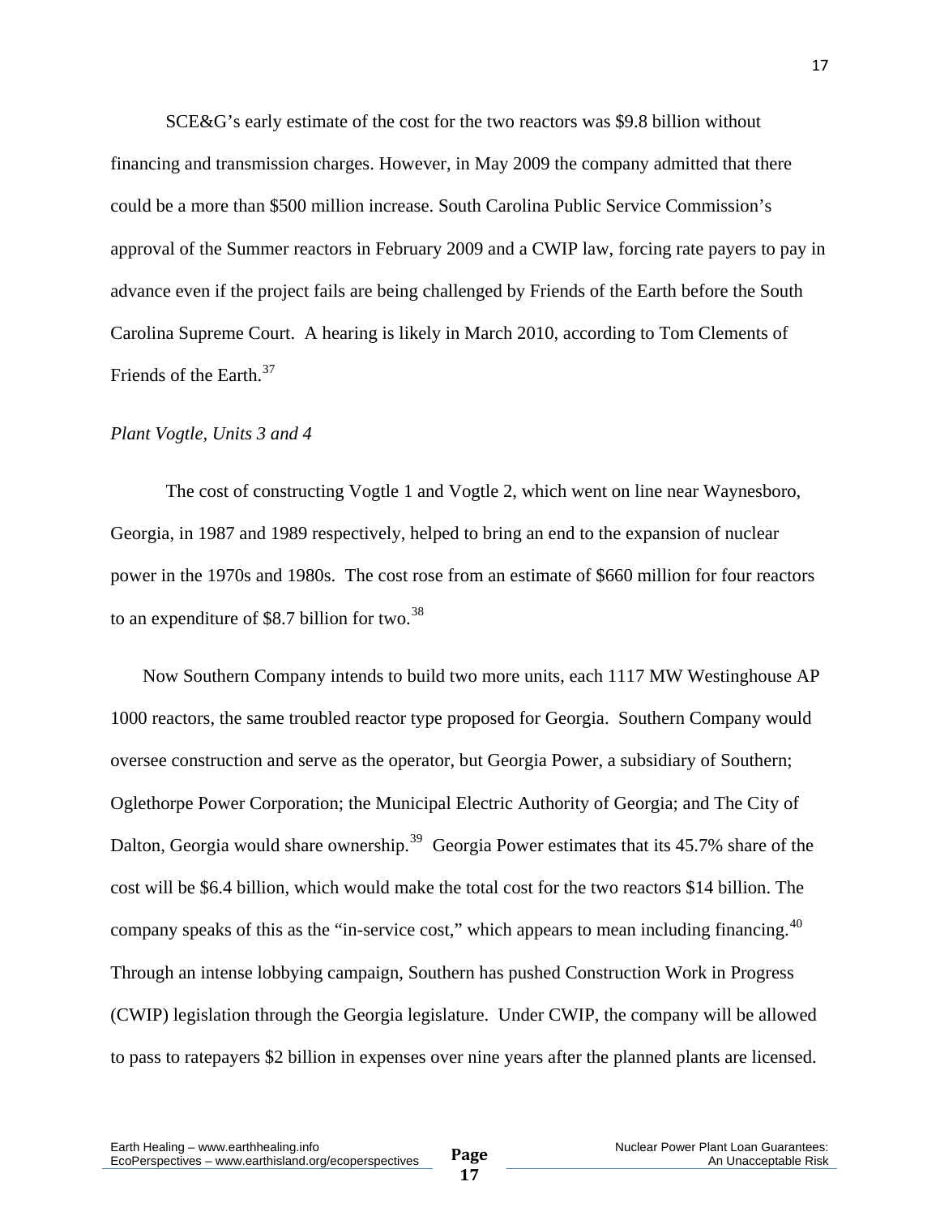SCE&G's early estimate of the cost for the two reactors was $9.8 billion without financing and transmission charges. However, in May 2009 the company admitted that there could be a more than $500 million increase. South Carolina Public Service Commission's approval of the Summer reactors in February 2009 and a CWIP law, forcing rate payers to pay in advance even if the project fails are being challenged by Friends of the Earth before the South Carolina Supreme Court. A hearing is likely in March 2010, according to Tom Clements of Friends of the Earth.[37]

*Plant Vogtle, Units 3 and 4*

The cost of constructing Vogtle 1 and Vogtle 2, which went on line near Waynesboro, Georgia, in 1987 and 1989 respectively, helped to bring an end to the expansion of nuclear power in the 1970s and 1980s. The cost rose from an estimate of $660 million for four reactors to an expenditure of $8.7 billion for two.[38]

Now Southern Company intends to build two more units, each 1117 MW Westinghouse AP 1000 reactors, the same troubled reactor type proposed for Georgia. Southern Company would oversee construction and serve as the operator, but Georgia Power, a subsidiary of Southern; Oglethorpe Power Corporation; the Municipal Electric Authority of Georgia; and The City of Dalton, Georgia would share ownership.[39] Georgia Power estimates that its 45.7% share of the cost will be $6.4 billion, which would make the total cost for the two reactors $14 billion. The company speaks of this as the "in-service cost," which appears to mean including financing.[40] Through an intense lobbying campaign, Southern has pushed Construction Work in Progress (CWIP) legislation through the Georgia legislature. Under CWIP, the company will be allowed to pass to ratepayers $2 billion in expenses over nine years after the planned plants are licensed.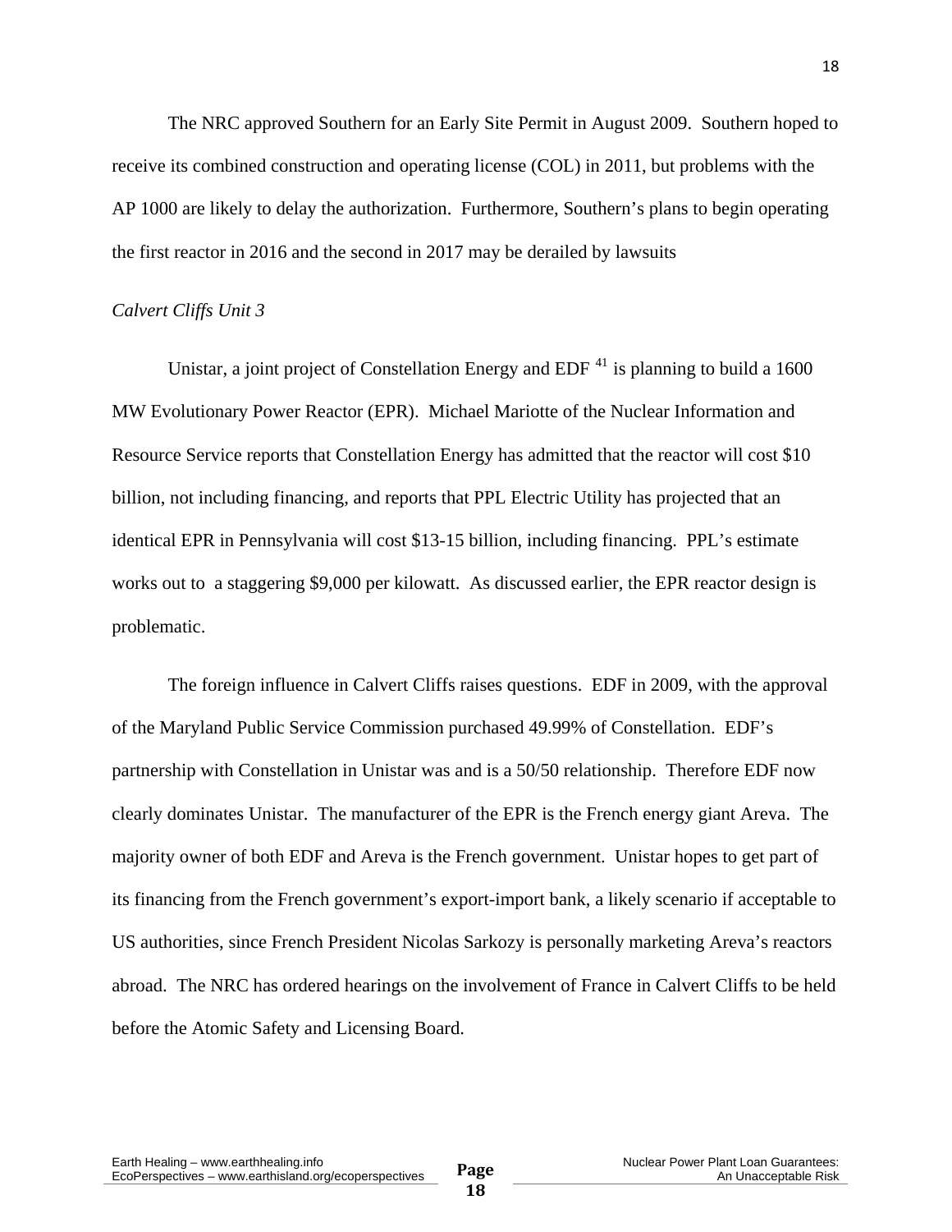The NRC approved Southern for an Early Site Permit in August 2009. Southern hoped to receive its combined construction and operating license (COL) in 2011, but problems with the AP 1000 are likely to delay the authorization. Furthermore, Southern's plans to begin operating the first reactor in 2016 and the second in 2017 may be derailed by lawsuits

*Calvert Cliffs Unit 3*

Unistar, a joint project of Constellation Energy and EDF [41] is planning to build a 1600 MW Evolutionary Power Reactor (EPR). Michael Mariotte of the Nuclear Information and Resource Service reports that Constellation Energy has admitted that the reactor will cost $10 billion, not including financing, and reports that PPL Electric Utility has projected that an identical EPR in Pennsylvania will cost $13-15 billion, including financing. PPL's estimate works out to a staggering $9,000 per kilowatt. As discussed earlier, the EPR reactor design is problematic.

The foreign influence in Calvert Cliffs raises questions. EDF in 2009, with the approval of the Maryland Public Service Commission purchased 49.99% of Constellation. EDF's partnership with Constellation in Unistar was and is a 50/50 relationship. Therefore EDF now clearly dominates Unistar. The manufacturer of the EPR is the French energy giant Areva. The majority owner of both EDF and Areva is the French government. Unistar hopes to get part of its financing from the French government's export-import bank, a likely scenario if acceptable to US authorities, since French President Nicolas Sarkozy is personally marketing Areva's reactors abroad. The NRC has ordered hearings on the involvement of France in Calvert Cliffs to be held before the Atomic Safety and Licensing Board.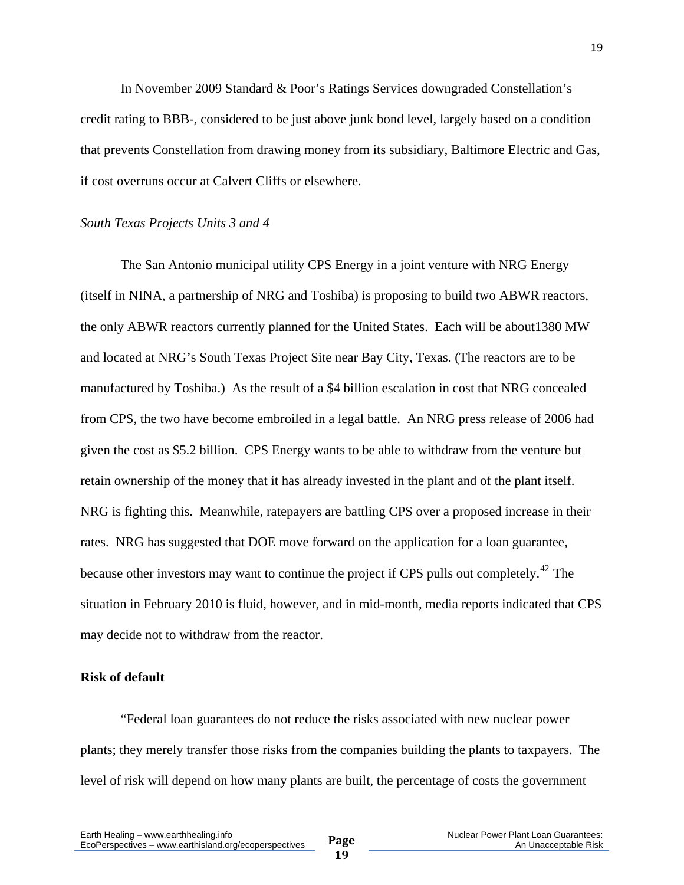In November 2009 Standard & Poor's Ratings Services downgraded Constellation's credit rating to BBB-, considered to be just above junk bond level, largely based on a condition that prevents Constellation from drawing money from its subsidiary, Baltimore Electric and Gas, if cost overruns occur at Calvert Cliffs or elsewhere.

*South Texas Projects Units 3 and 4*

The San Antonio municipal utility CPS Energy in a joint venture with NRG Energy (itself in NINA, a partnership of NRG and Toshiba) is proposing to build two ABWR reactors, the only ABWR reactors currently planned for the United States. Each will be about1380 MW and located at NRG's South Texas Project Site near Bay City, Texas. (The reactors are to be manufactured by Toshiba.) As the result of a $4 billion escalation in cost that NRG concealed from CPS, the two have become embroiled in a legal battle. An NRG press release of 2006 had given the cost as $5.2 billion. CPS Energy wants to be able to withdraw from the venture but retain ownership of the money that it has already invested in the plant and of the plant itself. NRG is fighting this. Meanwhile, ratepayers are battling CPS over a proposed increase in their rates. NRG has suggested that DOE move forward on the application for a loan guarantee, because other investors may want to continue the project if CPS pulls out completely.[42] The situation in February 2010 is fluid, however, and in mid-month, media reports indicated that CPS may decide not to withdraw from the reactor.

**Risk of default**

"Federal loan guarantees do not reduce the risks associated with new nuclear power plants; they merely transfer those risks from the companies building the plants to taxpayers. The level of risk will depend on how many plants are built, the percentage of costs the government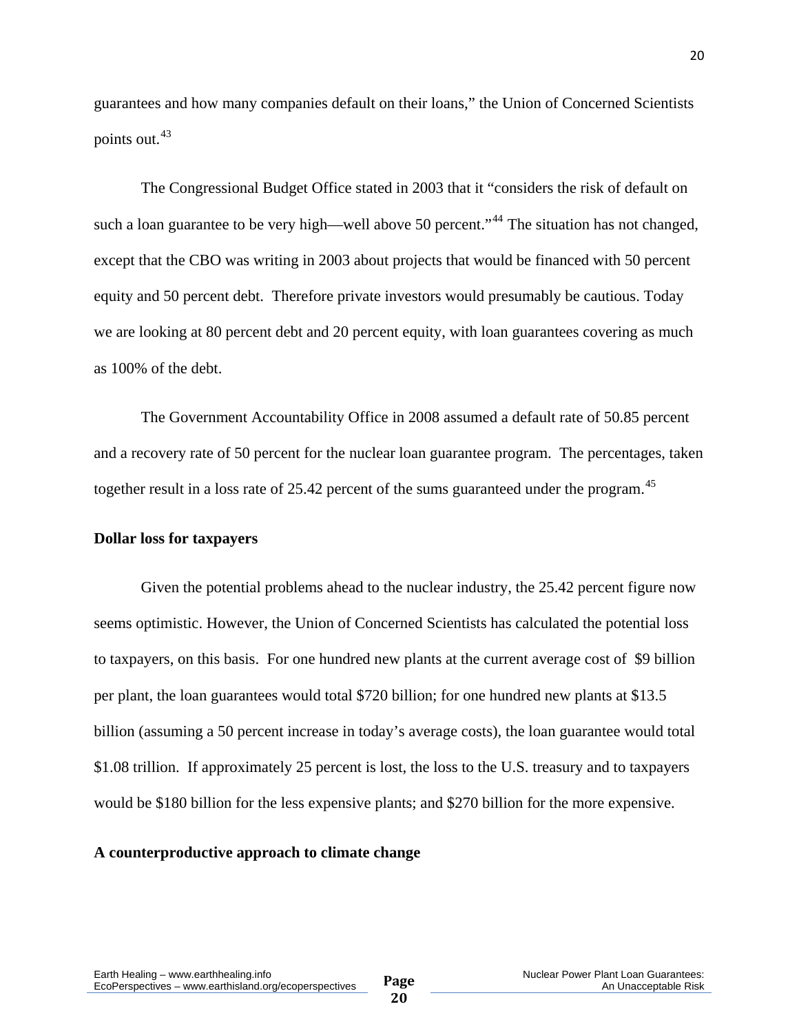guarantees and how many companies default on their loans," the Union of Concerned Scientists points out.[43]

The Congressional Budget Office stated in 2003 that it "considers the risk of default on such a loan guarantee to be very high—well above 50 percent."[44] The situation has not changed, except that the CBO was writing in 2003 about projects that would be financed with 50 percent equity and 50 percent debt. Therefore private investors would presumably be cautious. Today we are looking at 80 percent debt and 20 percent equity, with loan guarantees covering as much as 100% of the debt.

The Government Accountability Office in 2008 assumed a default rate of 50.85 percent and a recovery rate of 50 percent for the nuclear loan guarantee program. The percentages, taken together result in a loss rate of 25.42 percent of the sums guaranteed under the program.[45]

**Dollar loss for taxpayers**

Given the potential problems ahead to the nuclear industry, the 25.42 percent figure now seems optimistic. However, the Union of Concerned Scientists has calculated the potential loss to taxpayers, on this basis. For one hundred new plants at the current average cost of $9 billion per plant, the loan guarantees would total $720 billion; for one hundred new plants at $13.5 billion (assuming a 50 percent increase in today's average costs), the loan guarantee would total $1.08 trillion. If approximately 25 percent is lost, the loss to the U.S. treasury and to taxpayers would be $180 billion for the less expensive plants; and $270 billion for the more expensive.

**A counterproductive approach to climate change**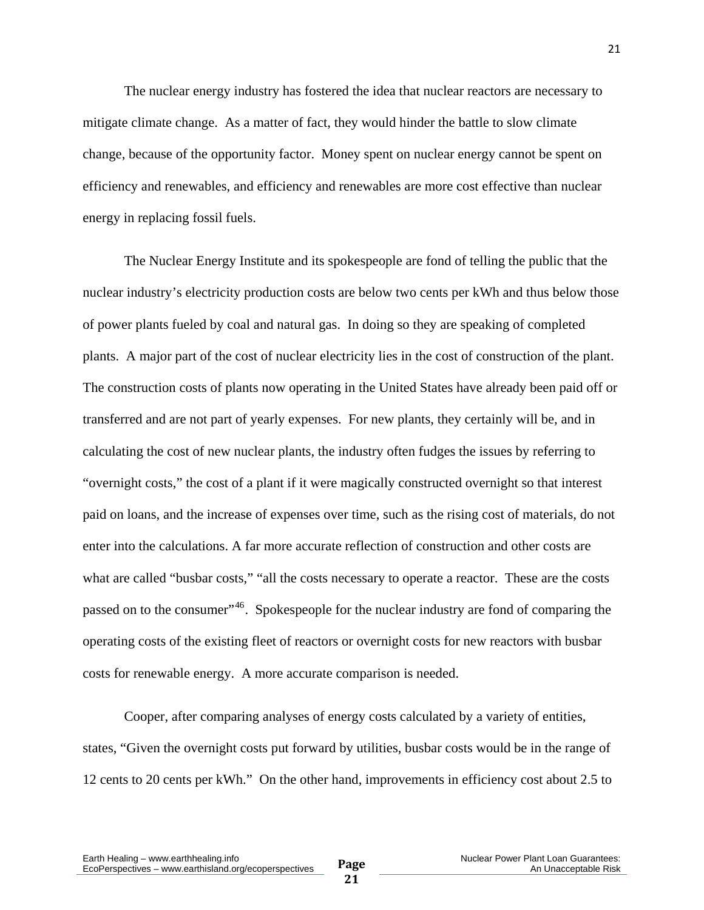The nuclear energy industry has fostered the idea that nuclear reactors are necessary to mitigate climate change. As a matter of fact, they would hinder the battle to slow climate change, because of the opportunity factor. Money spent on nuclear energy cannot be spent on efficiency and renewables, and efficiency and renewables are more cost effective than nuclear energy in replacing fossil fuels.

The Nuclear Energy Institute and its spokespeople are fond of telling the public that the nuclear industry's electricity production costs are below two cents per kWh and thus below those of power plants fueled by coal and natural gas. In doing so they are speaking of completed plants. A major part of the cost of nuclear electricity lies in the cost of construction of the plant. The construction costs of plants now operating in the United States have already been paid off or transferred and are not part of yearly expenses. For new plants, they certainly will be, and in calculating the cost of new nuclear plants, the industry often fudges the issues by referring to "overnight costs," the cost of a plant if it were magically constructed overnight so that interest paid on loans, and the increase of expenses over time, such as the rising cost of materials, do not enter into the calculations. A far more accurate reflection of construction and other costs are what are called "busbar costs," "all the costs necessary to operate a reactor. These are the costs passed on to the consumer"[46]. Spokespeople for the nuclear industry are fond of comparing the operating costs of the existing fleet of reactors or overnight costs for new reactors with busbar costs for renewable energy. A more accurate comparison is needed.

Cooper, after comparing analyses of energy costs calculated by a variety of entities, states, "Given the overnight costs put forward by utilities, busbar costs would be in the range of 12 cents to 20 cents per kWh." On the other hand, improvements in efficiency cost about 2.5 to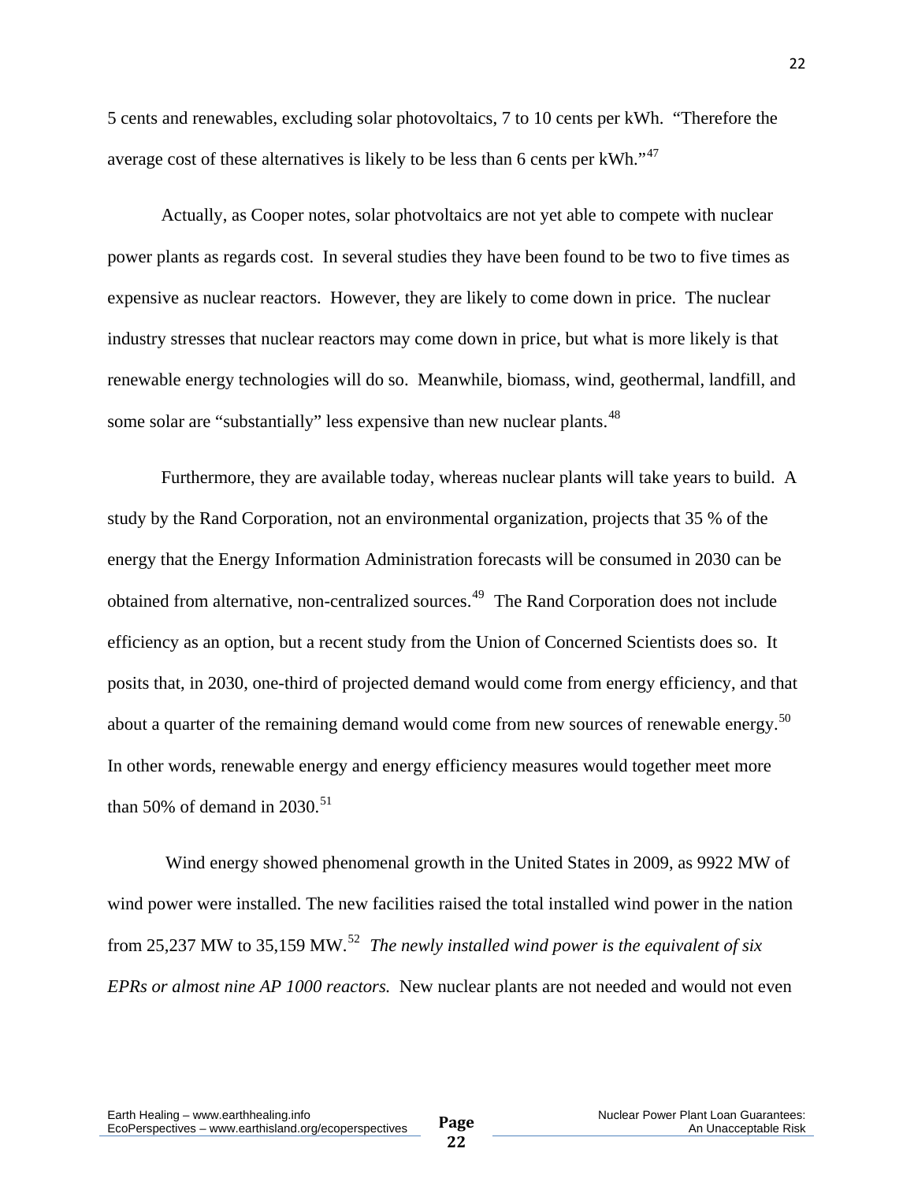5 cents and renewables, excluding solar photovoltaics, 7 to 10 cents per kWh. "Therefore the average cost of these alternatives is likely to be less than 6 cents per kWh."[47]

Actually, as Cooper notes, solar photvoltaics are not yet able to compete with nuclear power plants as regards cost. In several studies they have been found to be two to five times as expensive as nuclear reactors. However, they are likely to come down in price. The nuclear industry stresses that nuclear reactors may come down in price, but what is more likely is that renewable energy technologies will do so. Meanwhile, biomass, wind, geothermal, landfill, and some solar are "substantially" less expensive than new nuclear plants.[48]

Furthermore, they are available today, whereas nuclear plants will take years to build. A study by the Rand Corporation, not an environmental organization, projects that 35 % of the energy that the Energy Information Administration forecasts will be consumed in 2030 can be obtained from alternative, non-centralized sources.[49] The Rand Corporation does not include efficiency as an option, but a recent study from the Union of Concerned Scientists does so. It posits that, in 2030, one-third of projected demand would come from energy efficiency, and that about a quarter of the remaining demand would come from new sources of renewable energy.[50] In other words, renewable energy and energy efficiency measures would together meet more than 50% of demand in 2030.[51]

Wind energy showed phenomenal growth in the United States in 2009, as 9922 MW of wind power were installed. The new facilities raised the total installed wind power in the nation from 25,237 MW to 35,159 MW.[52] *The newly installed wind power is the equivalent of six EPRs or almost nine AP 1000 reactors.* New nuclear plants are not needed and would not even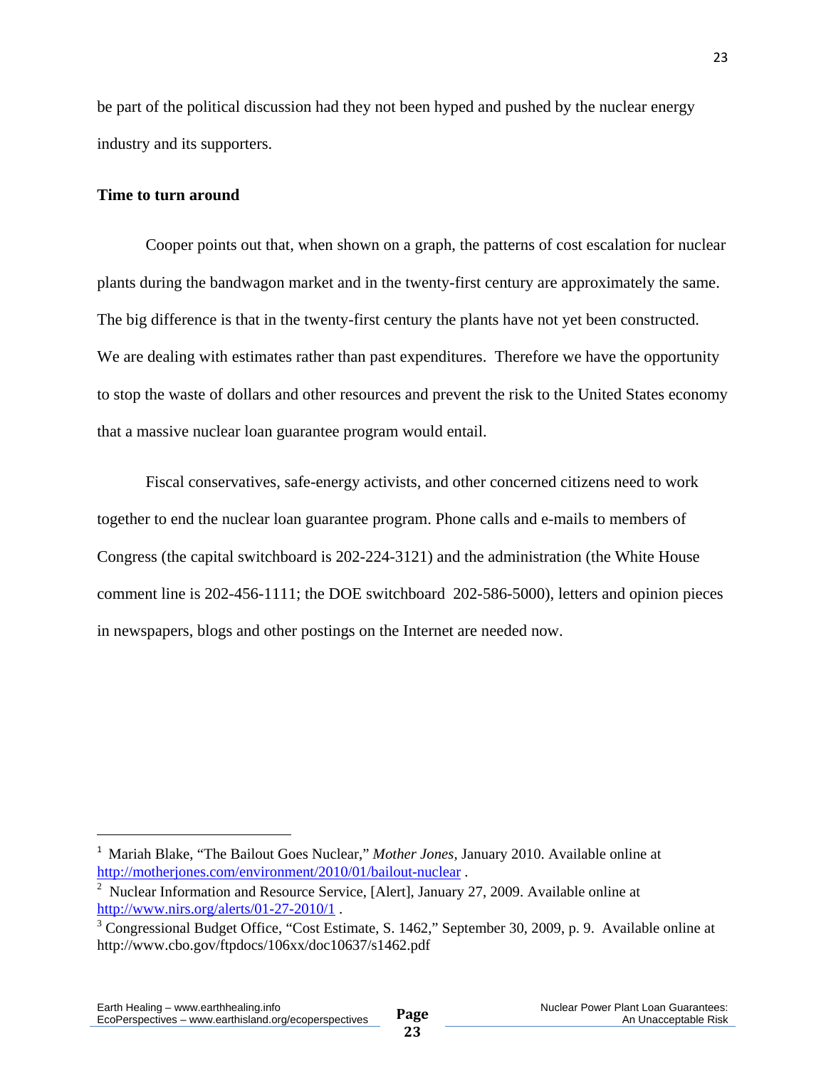be part of the political discussion had they not been hyped and pushed by the nuclear energy industry and its supporters.

**Time to turn around**

Cooper points out that, when shown on a graph, the patterns of cost escalation for nuclear plants during the bandwagon market and in the twenty-first century are approximately the same. The big difference is that in the twenty-first century the plants have not yet been constructed. We are dealing with estimates rather than past expenditures. Therefore we have the opportunity to stop the waste of dollars and other resources and prevent the risk to the United States economy that a massive nuclear loan guarantee program would entail.

Fiscal conservatives, safe-energy activists, and other concerned citizens need to work together to end the nuclear loan guarantee program. Phone calls and e-mails to members of Congress (the capital switchboard is 202-224-3121) and the administration (the White House comment line is 202-456-1111; the DOE switchboard 202-586-5000), letters and opinion pieces in newspapers, blogs and other postings on the Internet are needed now.

---

[1] Mariah Blake, "The Bailout Goes Nuclear," *Mother Jones*, January 2010. Available online at http://motherjones.com/environment/2010/01/bailout-nuclear .

[2] Nuclear Information and Resource Service, [Alert], January 27, 2009. Available online at http://www.nirs.org/alerts/01-27-2010/1 .

[3] Congressional Budget Office, "Cost Estimate, S. 1462," September 30, 2009, p. 9. Available online at http://www.cbo.gov/ftpdocs/106xx/doc10637/s1462.pdf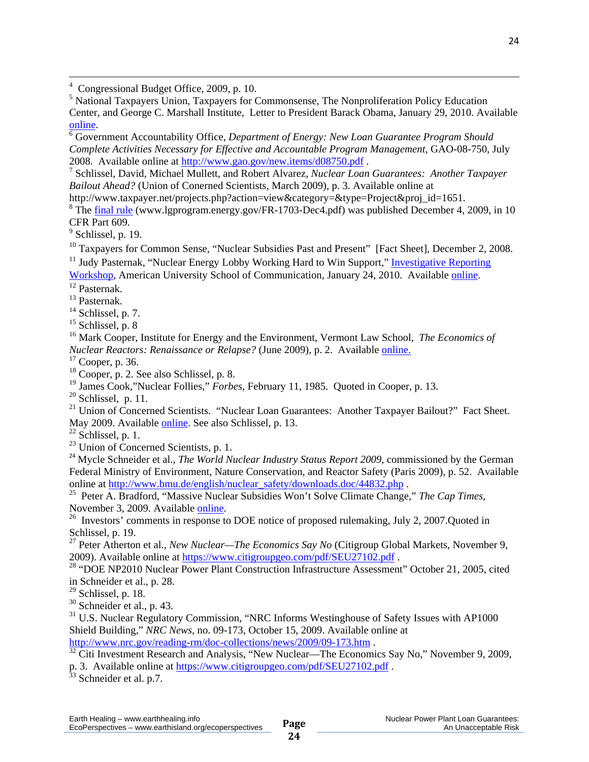[4] Congressional Budget Office, 2009, p. 10.

[5] National Taxpayers Union, Taxpayers for Commonsense, The Nonproliferation Policy Education Center, and George C. Marshall Institute, Letter to President Barack Obama, January 29, 2010. Available online.

[6] Government Accountability Office, *Department of Energy: New Loan Guarantee Program Should Complete Activities Necessary for Effective and Accountable Program Management*, GAO-08-750, July 2008. Available online at http://www.gao.gov/new.items/d08750.pdf .

[7] Schlissel, David, Michael Mullett, and Robert Alvarez, *Nuclear Loan Guarantees: Another Taxpayer Bailout Ahead?* (Union of Conerned Scientists, March 2009), p. 3. Available online at http://www.taxpayer.net/projects.php?action=view&category=&type=Project&proj_id=1651.

[8] The final rule (www.lgprogram.energy.gov/FR-1703-Dec4.pdf) was published December 4, 2009, in 10 CFR Part 609.

[9] Schlissel, p. 19.

[10] Taxpayers for Common Sense, "Nuclear Subsidies Past and Present" [Fact Sheet], December 2, 2008.

[11] Judy Pasternak, "Nuclear Energy Lobby Working Hard to Win Support," Investigative Reporting Workshop, American University School of Communication, January 24, 2010. Available online.

[12] Pasternak.

[13] Pasternak.

[14] Schlissel, p. 7.

[15] Schlissel, p. 8

[16] Mark Cooper, Institute for Energy and the Environment, Vermont Law School, *The Economics of Nuclear Reactors: Renaissance or Relapse?* (June 2009), p. 2. Available online.

[17] Cooper, p. 36.

[18] Cooper, p. 2. See also Schlissel, p. 8.

[19] James Cook,"Nuclear Follies," *Forbes*, February 11, 1985. Quoted in Cooper, p. 13.

[20] Schlissel, p. 11.

[21] Union of Concerned Scientists. "Nuclear Loan Guarantees: Another Taxpayer Bailout?" Fact Sheet. May 2009. Available online. See also Schlissel, p. 13.

[22] Schlissel, p. 1.

[23] Union of Concerned Scientists, p. 1.

[24] Mycle Schneider et al., *The World Nuclear Industry Status Report 2009*, commissioned by the German Federal Ministry of Environment, Nature Conservation, and Reactor Safety (Paris 2009), p. 52. Available online at http://www.bmu.de/english/nuclear_safety/downloads.doc/44832.php .

[25] Peter A. Bradford, "Massive Nuclear Subsidies Won't Solve Climate Change," *The Cap Times*, November 3, 2009. Available online.

[26] Investors' comments in response to DOE notice of proposed rulemaking, July 2, 2007.Quoted in Schlissel, p. 19.

[27] Peter Atherton et al., *New Nuclear—The Economics Say No* (Citigroup Global Markets, November 9, 2009). Available online at https://www.citigroupgeo.com/pdf/SEU27102.pdf .

[28] "DOE NP2010 Nuclear Power Plant Construction Infrastructure Assessment" October 21, 2005, cited in Schneider et al., p. 28.

[29] Schlissel, p. 18.

[30] Schneider et al., p. 43.

[31] U.S. Nuclear Regulatory Commission, "NRC Informs Westinghouse of Safety Issues with AP1000 Shield Building," *NRC News*, no. 09-173, October 15, 2009. Available online at http://www.nrc.gov/reading-rm/doc-collections/news/2009/09-173.htm .

[32] Citi Investment Research and Analysis, "New Nuclear—The Economics Say No," November 9, 2009, p. 3. Available online at https://www.citigroupgeo.com/pdf/SEU27102.pdf .

[33] Schneider et al. p.7.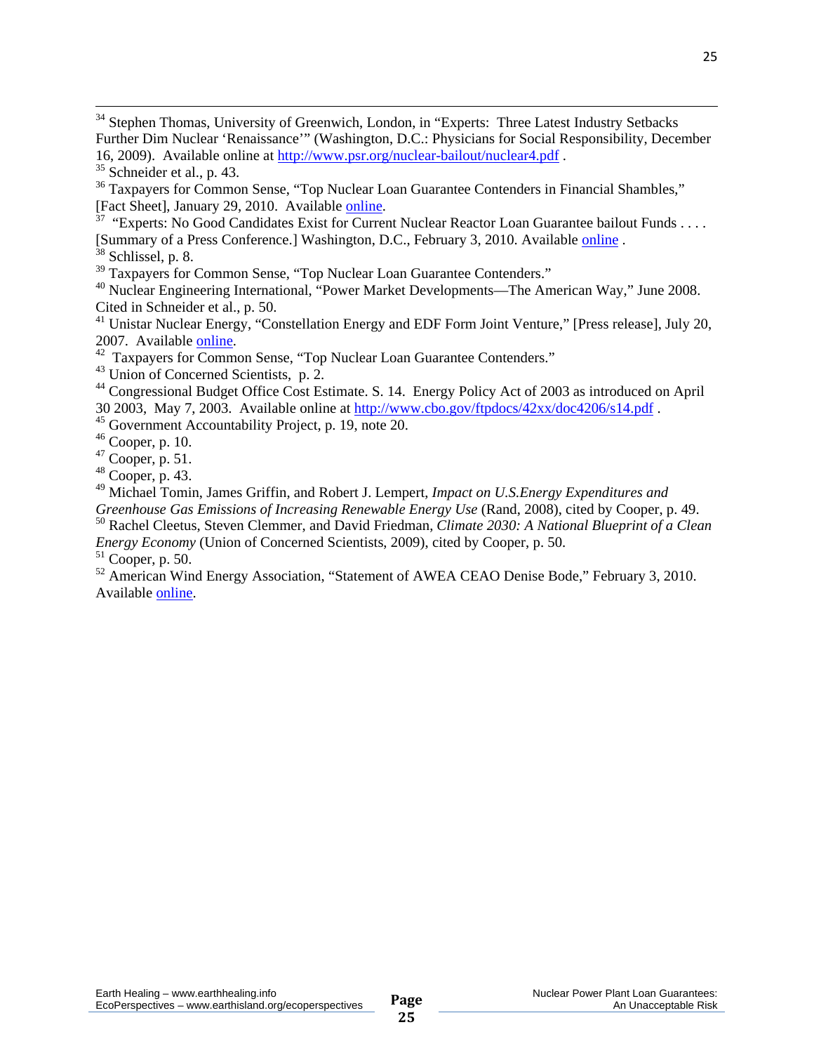[34] Stephen Thomas, University of Greenwich, London, in "Experts: Three Latest Industry Setbacks Further Dim Nuclear 'Renaissance'" (Washington, D.C.: Physicians for Social Responsibility, December 16, 2009). Available online at http://www.psr.org/nuclear-bailout/nuclear4.pdf .

[35] Schneider et al., p. 43.

[36] Taxpayers for Common Sense, "Top Nuclear Loan Guarantee Contenders in Financial Shambles," [Fact Sheet], January 29, 2010. Available online.

[37] "Experts: No Good Candidates Exist for Current Nuclear Reactor Loan Guarantee bailout Funds . . . . [Summary of a Press Conference.] Washington, D.C., February 3, 2010. Available online .

[38] Schlissel, p. 8.

[39] Taxpayers for Common Sense, "Top Nuclear Loan Guarantee Contenders."

[40] Nuclear Engineering International, "Power Market Developments—The American Way," June 2008. Cited in Schneider et al., p. 50.

[41] Unistar Nuclear Energy, "Constellation Energy and EDF Form Joint Venture," [Press release], July 20, 2007. Available online.

[42] Taxpayers for Common Sense, "Top Nuclear Loan Guarantee Contenders."

[43] Union of Concerned Scientists, p. 2.

[44] Congressional Budget Office Cost Estimate. S. 14. Energy Policy Act of 2003 as introduced on April 30 2003, May 7, 2003. Available online at http://www.cbo.gov/ftpdocs/42xx/doc4206/s14.pdf .

[45] Government Accountability Project, p. 19, note 20.

[46] Cooper, p. 10.

[47] Cooper, p. 51.

[48] Cooper, p. 43.

[49] Michael Tomin, James Griffin, and Robert J. Lempert, *Impact on U.S.Energy Expenditures and Greenhouse Gas Emissions of Increasing Renewable Energy Use* (Rand, 2008), cited by Cooper, p. 49.

[50] Rachel Cleetus, Steven Clemmer, and David Friedman, *Climate 2030: A National Blueprint of a Clean Energy Economy* (Union of Concerned Scientists, 2009), cited by Cooper, p. 50.

[51] Cooper, p. 50.

[52] American Wind Energy Association, "Statement of AWEA CEAO Denise Bode," February 3, 2010. Available online.